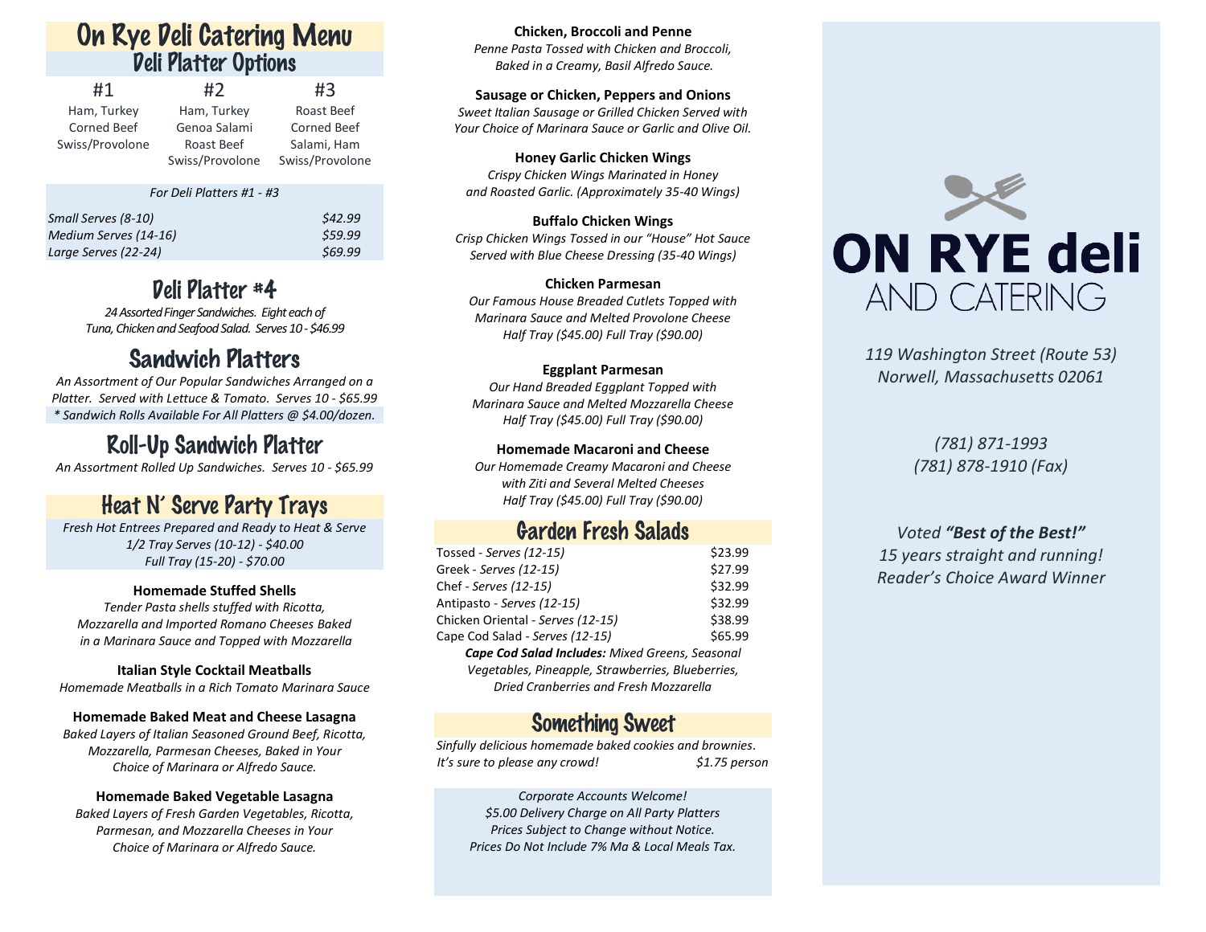# On Rye Deli Catering Menu

## Deli Platter Options

| #1 | #2 | #3 |
|---|---|---|
| Ham, Turkey | Ham, Turkey | Roast Beef |
| Corned Beef | Genoa Salami | Corned Beef |
| Swiss/Provolone | Roast Beef | Salami, Ham |
| | Swiss/Provolone | Swiss/Provolone |

*For Deli Platters #1 - #3*

| | |
|---|---|
| *Small Serves (8-10)* | *$42.99* |
| *Medium Serves (14-16)* | *$59.99* |
| *Large Serves (22-24)* | *$69.99* |

## Deli Platter #4

*24 Assorted Finger Sandwiches. Eight each of Tuna, Chicken and Seafood Salad. Serves 10 - $46.99*

## Sandwich Platters

*An Assortment of Our Popular Sandwiches Arranged on a Platter. Served with Lettuce & Tomato. Serves 10 - $65.99*

*\* Sandwich Rolls Available For All Platters @ $4.00/dozen.*

## Roll-Up Sandwich Platter

*An Assortment Rolled Up Sandwiches. Serves 10 - $65.99*

## Heat N' Serve Party Trays

*Fresh Hot Entrees Prepared and Ready to Heat & Serve*
*1/2 Tray Serves (10-12) - $40.00*
*Full Tray (15-20) - $70.00*

**Homemade Stuffed Shells**
*Tender Pasta shells stuffed with Ricotta, Mozzarella and Imported Romano Cheeses Baked in a Marinara Sauce and Topped with Mozzarella*

**Italian Style Cocktail Meatballs**
*Homemade Meatballs in a Rich Tomato Marinara Sauce*

**Homemade Baked Meat and Cheese Lasagna**
*Baked Layers of Italian Seasoned Ground Beef, Ricotta, Mozzarella, Parmesan Cheeses, Baked in Your Choice of Marinara or Alfredo Sauce.*

**Homemade Baked Vegetable Lasagna**
*Baked Layers of Fresh Garden Vegetables, Ricotta, Parmesan, and Mozzarella Cheeses in Your Choice of Marinara or Alfredo Sauce.*

**Chicken, Broccoli and Penne**
*Penne Pasta Tossed with Chicken and Broccoli, Baked in a Creamy, Basil Alfredo Sauce.*

**Sausage or Chicken, Peppers and Onions**
*Sweet Italian Sausage or Grilled Chicken Served with Your Choice of Marinara Sauce or Garlic and Olive Oil.*

**Honey Garlic Chicken Wings**
*Crispy Chicken Wings Marinated in Honey and Roasted Garlic. (Approximately 35-40 Wings)*

**Buffalo Chicken Wings**
*Crisp Chicken Wings Tossed in our "House" Hot Sauce Served with Blue Cheese Dressing (35-40 Wings)*

**Chicken Parmesan**
*Our Famous House Breaded Cutlets Topped with Marinara Sauce and Melted Provolone Cheese*
*Half Tray ($45.00) Full Tray ($90.00)*

**Eggplant Parmesan**
*Our Hand Breaded Eggplant Topped with Marinara Sauce and Melted Mozzarella Cheese*
*Half Tray ($45.00) Full Tray ($90.00)*

**Homemade Macaroni and Cheese**
*Our Homemade Creamy Macaroni and Cheese with Ziti and Several Melted Cheeses*
*Half Tray ($45.00) Full Tray ($90.00)*

## Garden Fresh Salads

| | |
|---|---|
| Tossed - *Serves (12-15)* | $23.99 |
| Greek - *Serves (12-15)* | $27.99 |
| Chef - *Serves (12-15)* | $32.99 |
| Antipasto - *Serves (12-15)* | $32.99 |
| Chicken Oriental - *Serves (12-15)* | $38.99 |
| Cape Cod Salad - *Serves (12-15)* | $65.99 |

***Cape Cod Salad Includes:*** *Mixed Greens, Seasonal Vegetables, Pineapple, Strawberries, Blueberries, Dried Cranberries and Fresh Mozzarella*

## Something Sweet

*Sinfully delicious homemade baked cookies and brownies. It's sure to please any crowd!* *$1.75 person*

*Corporate Accounts Welcome!*
*$5.00 Delivery Charge on All Party Platters*
*Prices Subject to Change without Notice.*
*Prices Do Not Include 7% Ma & Local Meals Tax.*

# ON RYE deli AND CATERING

*119 Washington Street (Route 53)*
*Norwell, Massachusetts 02061*

*(781) 871-1993*
*(781) 878-1910 (Fax)*

*Voted **"Best of the Best!"***
*15 years straight and running!*
*Reader's Choice Award Winner*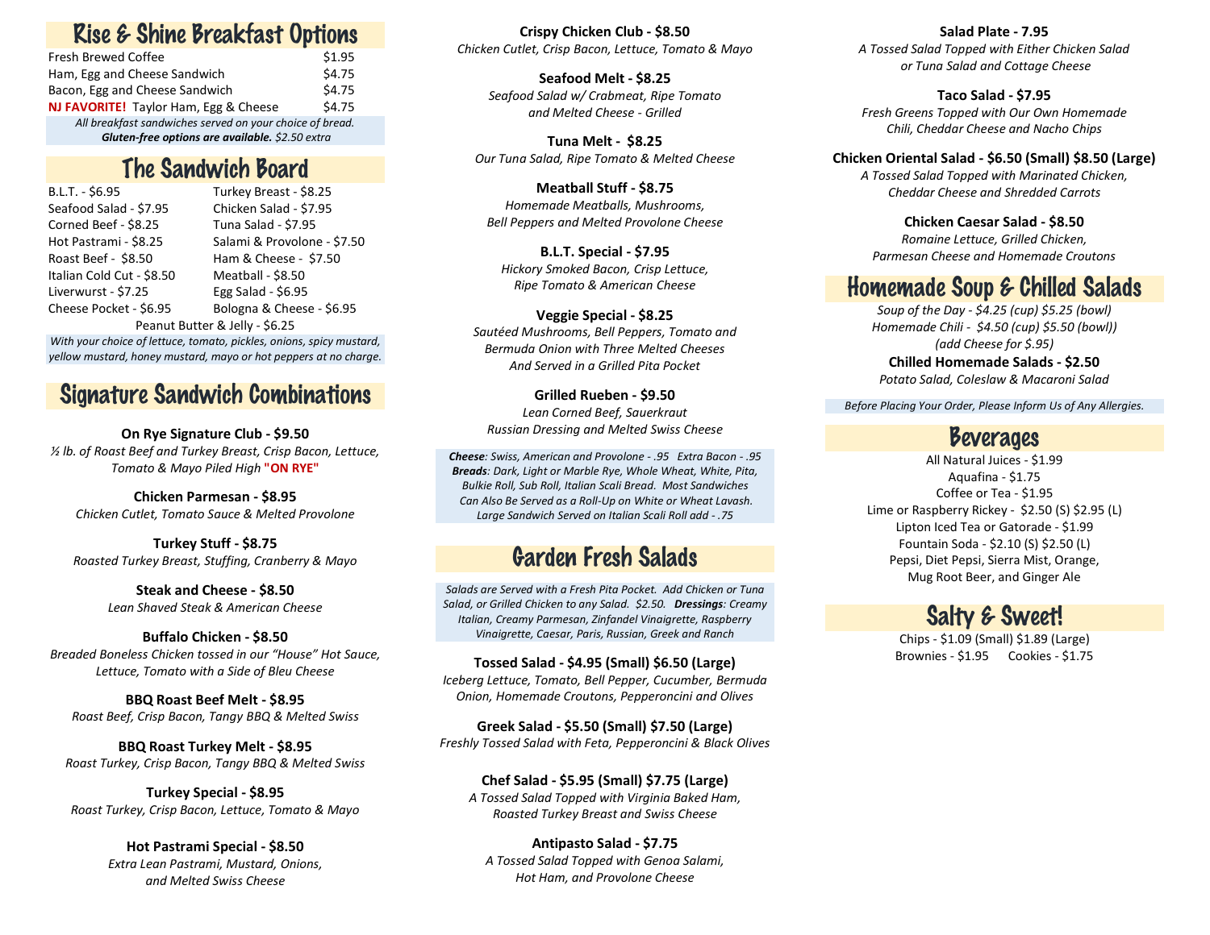## Rise & Shine Breakfast Options

| | |
|---|---|
| Fresh Brewed Coffee | $1.95 |
| Ham, Egg and Cheese Sandwich | $4.75 |
| Bacon, Egg and Cheese Sandwich | $4.75 |
| **NJ FAVORITE!** Taylor Ham, Egg & Cheese | $4.75 |

*All breakfast sandwiches served on your choice of bread.*
***Gluten-free options are available.*** *$2.50 extra*

## The Sandwich Board

| | |
|---|---|
| B.L.T. - $6.95 | Turkey Breast - $8.25 |
| Seafood Salad - $7.95 | Chicken Salad - $7.95 |
| Corned Beef - $8.25 | Tuna Salad - $7.95 |
| Hot Pastrami - $8.25 | Salami & Provolone - $7.50 |
| Roast Beef - $8.50 | Ham & Cheese - $7.50 |
| Italian Cold Cut - $8.50 | Meatball - $8.50 |
| Liverwurst - $7.25 | Egg Salad - $6.95 |
| Cheese Pocket - $6.95 | Bologna & Cheese - $6.95 |

Peanut Butter & Jelly - $6.25

*With your choice of lettuce, tomato, pickles, onions, spicy mustard, yellow mustard, honey mustard, mayo or hot peppers at no charge.*

## Signature Sandwich Combinations

**On Rye Signature Club - $9.50**
*½ lb. of Roast Beef and Turkey Breast, Crisp Bacon, Lettuce, Tomato & Mayo Piled High* **"ON RYE"**

**Chicken Parmesan - $8.95**
*Chicken Cutlet, Tomato Sauce & Melted Provolone*

**Turkey Stuff - $8.75**
*Roasted Turkey Breast, Stuffing, Cranberry & Mayo*

**Steak and Cheese - $8.50**
*Lean Shaved Steak & American Cheese*

**Buffalo Chicken - $8.50**
*Breaded Boneless Chicken tossed in our "House" Hot Sauce, Lettuce, Tomato with a Side of Bleu Cheese*

**BBQ Roast Beef Melt - $8.95**
*Roast Beef, Crisp Bacon, Tangy BBQ & Melted Swiss*

**BBQ Roast Turkey Melt - $8.95**
*Roast Turkey, Crisp Bacon, Tangy BBQ & Melted Swiss*

**Turkey Special - $8.95**
*Roast Turkey, Crisp Bacon, Lettuce, Tomato & Mayo*

**Hot Pastrami Special - $8.50**
*Extra Lean Pastrami, Mustard, Onions, and Melted Swiss Cheese*

**Crispy Chicken Club - $8.50**
*Chicken Cutlet, Crisp Bacon, Lettuce, Tomato & Mayo*

**Seafood Melt - $8.25**
*Seafood Salad w/ Crabmeat, Ripe Tomato and Melted Cheese - Grilled*

**Tuna Melt - $8.25**
*Our Tuna Salad, Ripe Tomato & Melted Cheese*

**Meatball Stuff - $8.75**
*Homemade Meatballs, Mushrooms, Bell Peppers and Melted Provolone Cheese*

**B.L.T. Special - $7.95**
*Hickory Smoked Bacon, Crisp Lettuce, Ripe Tomato & American Cheese*

**Veggie Special - $8.25**
*Sautéed Mushrooms, Bell Peppers, Tomato and Bermuda Onion with Three Melted Cheeses And Served in a Grilled Pita Pocket*

**Grilled Rueben - $9.50**
*Lean Corned Beef, Sauerkraut Russian Dressing and Melted Swiss Cheese*

***Cheese****: Swiss, American and Provolone - .95 Extra Bacon - .95*
***Breads****: Dark, Light or Marble Rye, Whole Wheat, White, Pita, Bulkie Roll, Sub Roll, Italian Scali Bread. Most Sandwiches Can Also Be Served as a Roll-Up on White or Wheat Lavash. Large Sandwich Served on Italian Scali Roll add - .75*

## Garden Fresh Salads

*Salads are Served with a Fresh Pita Pocket. Add Chicken or Tuna Salad, or Grilled Chicken to any Salad. $2.50.* ***Dressings****: Creamy Italian, Creamy Parmesan, Zinfandel Vinaigrette, Raspberry Vinaigrette, Caesar, Paris, Russian, Greek and Ranch*

**Tossed Salad - $4.95 (Small) $6.50 (Large)**
*Iceberg Lettuce, Tomato, Bell Pepper, Cucumber, Bermuda Onion, Homemade Croutons, Pepperoncini and Olives*

**Greek Salad - $5.50 (Small) $7.50 (Large)**
*Freshly Tossed Salad with Feta, Pepperoncini & Black Olives*

**Chef Salad - $5.95 (Small) $7.75 (Large)**
*A Tossed Salad Topped with Virginia Baked Ham, Roasted Turkey Breast and Swiss Cheese*

**Antipasto Salad - $7.75**
*A Tossed Salad Topped with Genoa Salami, Hot Ham, and Provolone Cheese*

**Salad Plate - 7.95**
*A Tossed Salad Topped with Either Chicken Salad or Tuna Salad and Cottage Cheese*

**Taco Salad - $7.95**
*Fresh Greens Topped with Our Own Homemade Chili, Cheddar Cheese and Nacho Chips*

**Chicken Oriental Salad - $6.50 (Small) $8.50 (Large)**
*A Tossed Salad Topped with Marinated Chicken, Cheddar Cheese and Shredded Carrots*

**Chicken Caesar Salad - $8.50**
*Romaine Lettuce, Grilled Chicken, Parmesan Cheese and Homemade Croutons*

## Homemade Soup & Chilled Salads

*Soup of the Day - $4.25 (cup) $5.25 (bowl)*
*Homemade Chili - $4.50 (cup) $5.50 (bowl))*
*(add Cheese for $.95)*

**Chilled Homemade Salads - $2.50**
*Potato Salad, Coleslaw & Macaroni Salad*

*Before Placing Your Order, Please Inform Us of Any Allergies.*

## Beverages

All Natural Juices - $1.99
Aquafina - $1.75
Coffee or Tea - $1.95
Lime or Raspberry Rickey - $2.50 (S) $2.95 (L)
Lipton Iced Tea or Gatorade - $1.99
Fountain Soda - $2.10 (S) $2.50 (L)
Pepsi, Diet Pepsi, Sierra Mist, Orange, Mug Root Beer, and Ginger Ale

## Salty & Sweet!

Chips - $1.09 (Small) $1.89 (Large)
Brownies - $1.95 Cookies - $1.75